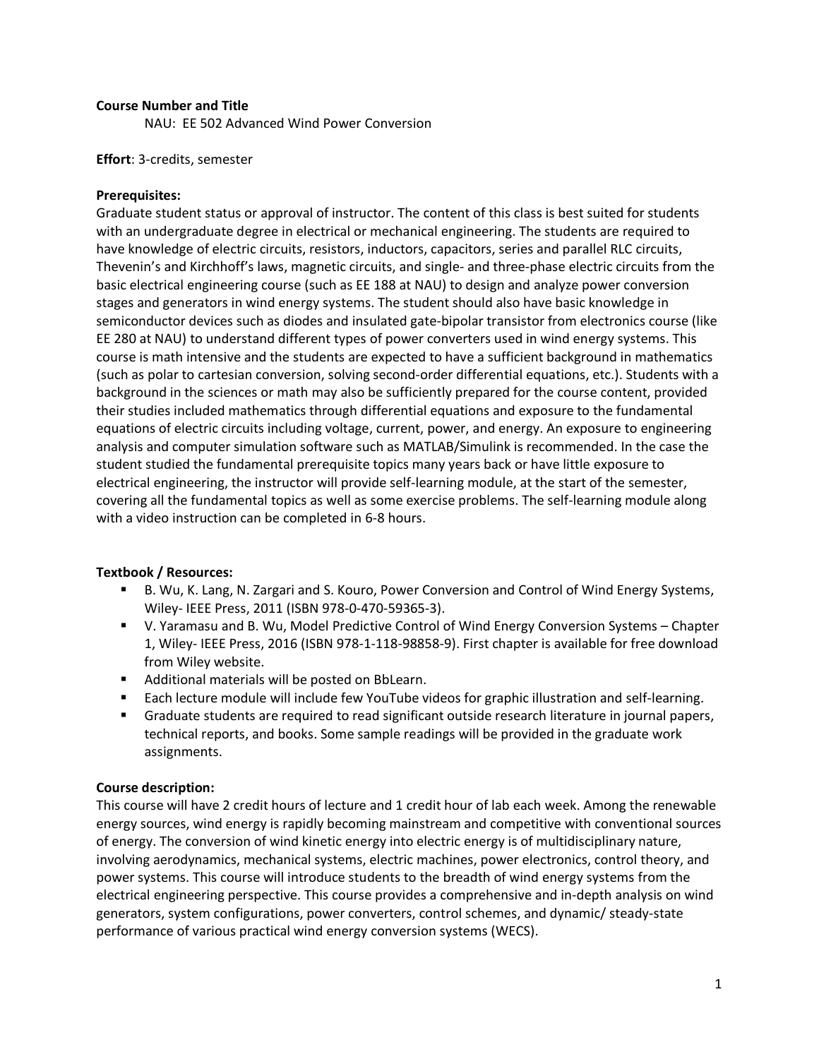**Course Number and Title**

NAU: EE 502 Advanced Wind Power Conversion

**Effort**: 3-credits, semester

**Prerequisites:**

Graduate student status or approval of instructor. The content of this class is best suited for students with an undergraduate degree in electrical or mechanical engineering. The students are required to have knowledge of electric circuits, resistors, inductors, capacitors, series and parallel RLC circuits, Thevenin's and Kirchhoff's laws, magnetic circuits, and single- and three-phase electric circuits from the basic electrical engineering course (such as EE 188 at NAU) to design and analyze power conversion stages and generators in wind energy systems. The student should also have basic knowledge in semiconductor devices such as diodes and insulated gate-bipolar transistor from electronics course (like EE 280 at NAU) to understand different types of power converters used in wind energy systems. This course is math intensive and the students are expected to have a sufficient background in mathematics (such as polar to cartesian conversion, solving second-order differential equations, etc.). Students with a background in the sciences or math may also be sufficiently prepared for the course content, provided their studies included mathematics through differential equations and exposure to the fundamental equations of electric circuits including voltage, current, power, and energy. An exposure to engineering analysis and computer simulation software such as MATLAB/Simulink is recommended. In the case the student studied the fundamental prerequisite topics many years back or have little exposure to electrical engineering, the instructor will provide self-learning module, at the start of the semester, covering all the fundamental topics as well as some exercise problems. The self-learning module along with a video instruction can be completed in 6-8 hours.

**Textbook / Resources:**

- B. Wu, K. Lang, N. Zargari and S. Kouro, Power Conversion and Control of Wind Energy Systems, Wiley- IEEE Press, 2011 (ISBN 978-0-470-59365-3).
- V. Yaramasu and B. Wu, Model Predictive Control of Wind Energy Conversion Systems – Chapter 1, Wiley- IEEE Press, 2016 (ISBN 978-1-118-98858-9). First chapter is available for free download from Wiley website.
- Additional materials will be posted on BbLearn.
- Each lecture module will include few YouTube videos for graphic illustration and self-learning.
- Graduate students are required to read significant outside research literature in journal papers, technical reports, and books. Some sample readings will be provided in the graduate work assignments.

**Course description:**

This course will have 2 credit hours of lecture and 1 credit hour of lab each week. Among the renewable energy sources, wind energy is rapidly becoming mainstream and competitive with conventional sources of energy. The conversion of wind kinetic energy into electric energy is of multidisciplinary nature, involving aerodynamics, mechanical systems, electric machines, power electronics, control theory, and power systems. This course will introduce students to the breadth of wind energy systems from the electrical engineering perspective. This course provides a comprehensive and in-depth analysis on wind generators, system configurations, power converters, control schemes, and dynamic/ steady-state performance of various practical wind energy conversion systems (WECS).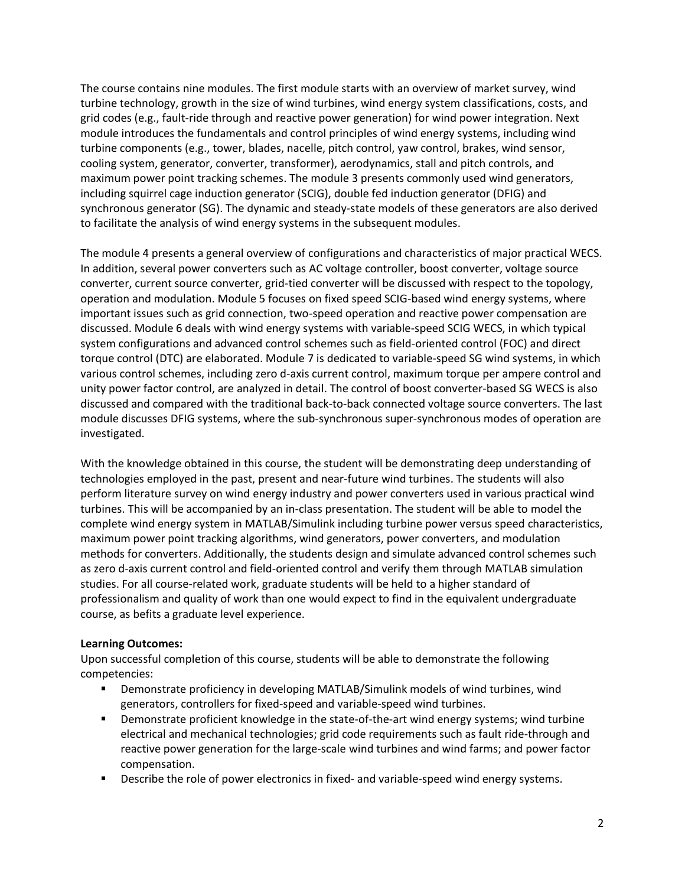The course contains nine modules. The first module starts with an overview of market survey, wind turbine technology, growth in the size of wind turbines, wind energy system classifications, costs, and grid codes (e.g., fault-ride through and reactive power generation) for wind power integration. Next module introduces the fundamentals and control principles of wind energy systems, including wind turbine components (e.g., tower, blades, nacelle, pitch control, yaw control, brakes, wind sensor, cooling system, generator, converter, transformer), aerodynamics, stall and pitch controls, and maximum power point tracking schemes. The module 3 presents commonly used wind generators, including squirrel cage induction generator (SCIG), double fed induction generator (DFIG) and synchronous generator (SG). The dynamic and steady-state models of these generators are also derived to facilitate the analysis of wind energy systems in the subsequent modules.

The module 4 presents a general overview of configurations and characteristics of major practical WECS. In addition, several power converters such as AC voltage controller, boost converter, voltage source converter, current source converter, grid-tied converter will be discussed with respect to the topology, operation and modulation. Module 5 focuses on fixed speed SCIG-based wind energy systems, where important issues such as grid connection, two-speed operation and reactive power compensation are discussed. Module 6 deals with wind energy systems with variable-speed SCIG WECS, in which typical system configurations and advanced control schemes such as field-oriented control (FOC) and direct torque control (DTC) are elaborated. Module 7 is dedicated to variable-speed SG wind systems, in which various control schemes, including zero d-axis current control, maximum torque per ampere control and unity power factor control, are analyzed in detail. The control of boost converter-based SG WECS is also discussed and compared with the traditional back-to-back connected voltage source converters. The last module discusses DFIG systems, where the sub-synchronous super-synchronous modes of operation are investigated.

With the knowledge obtained in this course, the student will be demonstrating deep understanding of technologies employed in the past, present and near-future wind turbines. The students will also perform literature survey on wind energy industry and power converters used in various practical wind turbines. This will be accompanied by an in-class presentation. The student will be able to model the complete wind energy system in MATLAB/Simulink including turbine power versus speed characteristics, maximum power point tracking algorithms, wind generators, power converters, and modulation methods for converters. Additionally, the students design and simulate advanced control schemes such as zero d-axis current control and field-oriented control and verify them through MATLAB simulation studies. For all course-related work, graduate students will be held to a higher standard of professionalism and quality of work than one would expect to find in the equivalent undergraduate course, as befits a graduate level experience.

**Learning Outcomes:**

Upon successful completion of this course, students will be able to demonstrate the following competencies:

- Demonstrate proficiency in developing MATLAB/Simulink models of wind turbines, wind generators, controllers for fixed-speed and variable-speed wind turbines.
- Demonstrate proficient knowledge in the state-of-the-art wind energy systems; wind turbine electrical and mechanical technologies; grid code requirements such as fault ride-through and reactive power generation for the large-scale wind turbines and wind farms; and power factor compensation.
- Describe the role of power electronics in fixed- and variable-speed wind energy systems.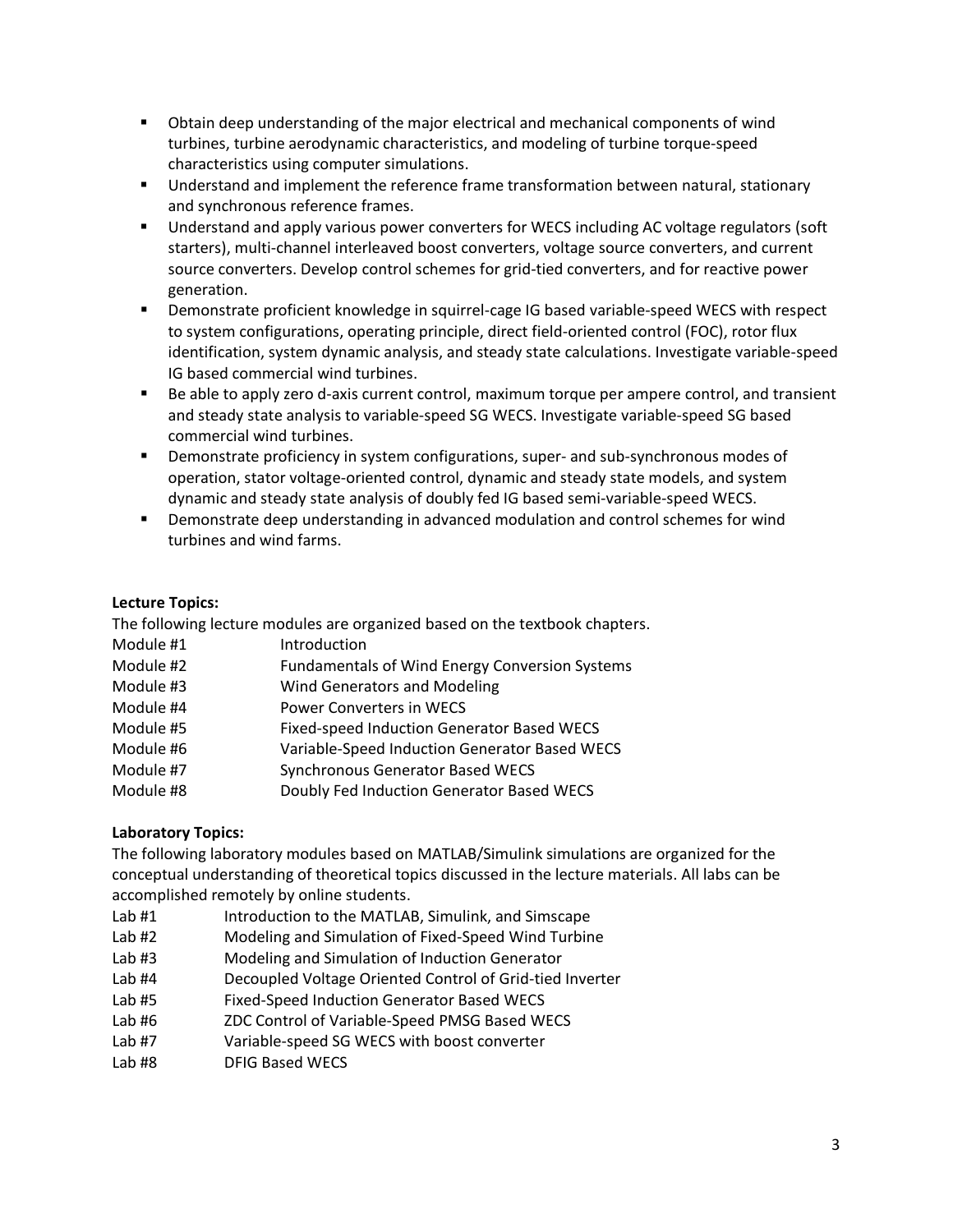- Obtain deep understanding of the major electrical and mechanical components of wind turbines, turbine aerodynamic characteristics, and modeling of turbine torque-speed characteristics using computer simulations.
- Understand and implement the reference frame transformation between natural, stationary and synchronous reference frames.
- Understand and apply various power converters for WECS including AC voltage regulators (soft starters), multi-channel interleaved boost converters, voltage source converters, and current source converters. Develop control schemes for grid-tied converters, and for reactive power generation.
- Demonstrate proficient knowledge in squirrel-cage IG based variable-speed WECS with respect to system configurations, operating principle, direct field-oriented control (FOC), rotor flux identification, system dynamic analysis, and steady state calculations. Investigate variable-speed IG based commercial wind turbines.
- Be able to apply zero d-axis current control, maximum torque per ampere control, and transient and steady state analysis to variable-speed SG WECS. Investigate variable-speed SG based commercial wind turbines.
- Demonstrate proficiency in system configurations, super- and sub-synchronous modes of operation, stator voltage-oriented control, dynamic and steady state models, and system dynamic and steady state analysis of doubly fed IG based semi-variable-speed WECS.
- Demonstrate deep understanding in advanced modulation and control schemes for wind turbines and wind farms.

**Lecture Topics:**

The following lecture modules are organized based on the textbook chapters.

| | |
|---|---|
| Module #1 | Introduction |
| Module #2 | Fundamentals of Wind Energy Conversion Systems |
| Module #3 | Wind Generators and Modeling |
| Module #4 | Power Converters in WECS |
| Module #5 | Fixed-speed Induction Generator Based WECS |
| Module #6 | Variable-Speed Induction Generator Based WECS |
| Module #7 | Synchronous Generator Based WECS |
| Module #8 | Doubly Fed Induction Generator Based WECS |

**Laboratory Topics:**

The following laboratory modules based on MATLAB/Simulink simulations are organized for the conceptual understanding of theoretical topics discussed in the lecture materials. All labs can be accomplished remotely by online students.

| | |
|---|---|
| Lab #1 | Introduction to the MATLAB, Simulink, and Simscape |
| Lab #2 | Modeling and Simulation of Fixed-Speed Wind Turbine |
| Lab #3 | Modeling and Simulation of Induction Generator |
| Lab #4 | Decoupled Voltage Oriented Control of Grid-tied Inverter |
| Lab #5 | Fixed-Speed Induction Generator Based WECS |
| Lab #6 | ZDC Control of Variable-Speed PMSG Based WECS |
| Lab #7 | Variable-speed SG WECS with boost converter |
| Lab #8 | DFIG Based WECS |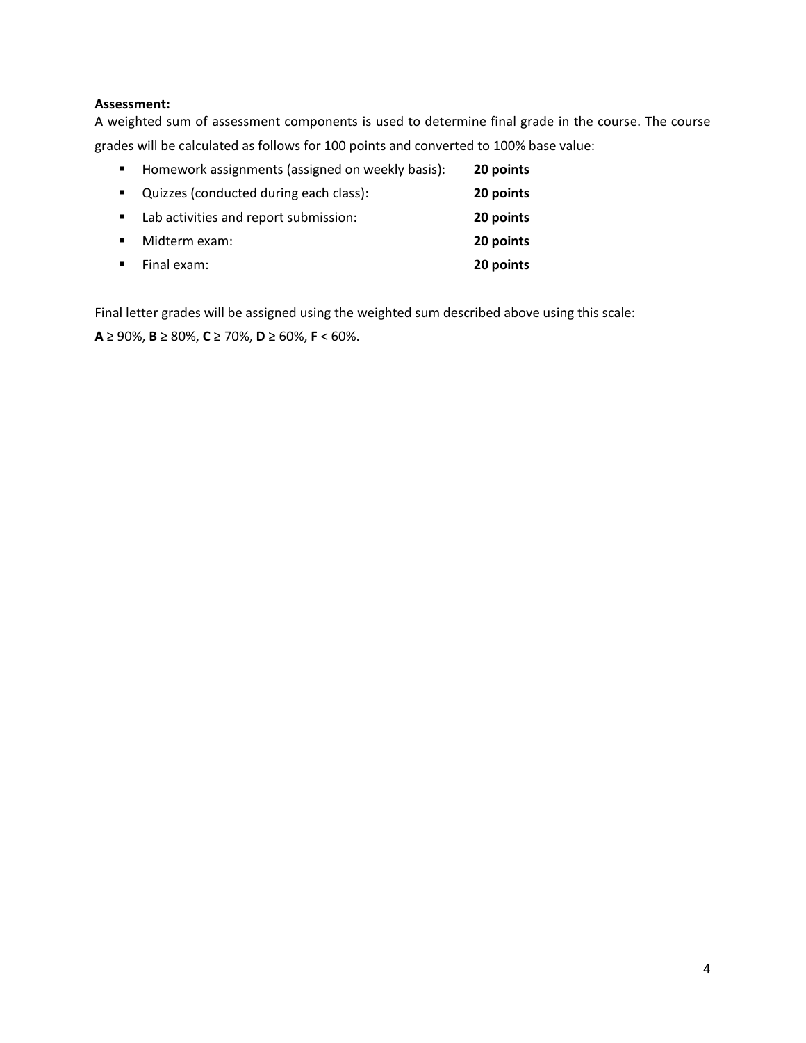**Assessment:**

A weighted sum of assessment components is used to determine final grade in the course. The course grades will be calculated as follows for 100 points and converted to 100% base value:

- Homework assignments (assigned on weekly basis): **20 points**
- Quizzes (conducted during each class): **20 points**
- Lab activities and report submission: **20 points**
- Midterm exam: **20 points**
- Final exam: **20 points**

Final letter grades will be assigned using the weighted sum described above using this scale:

**A** ≥ 90%, **B** ≥ 80%, **C** ≥ 70%, **D** ≥ 60%, **F** < 60%.